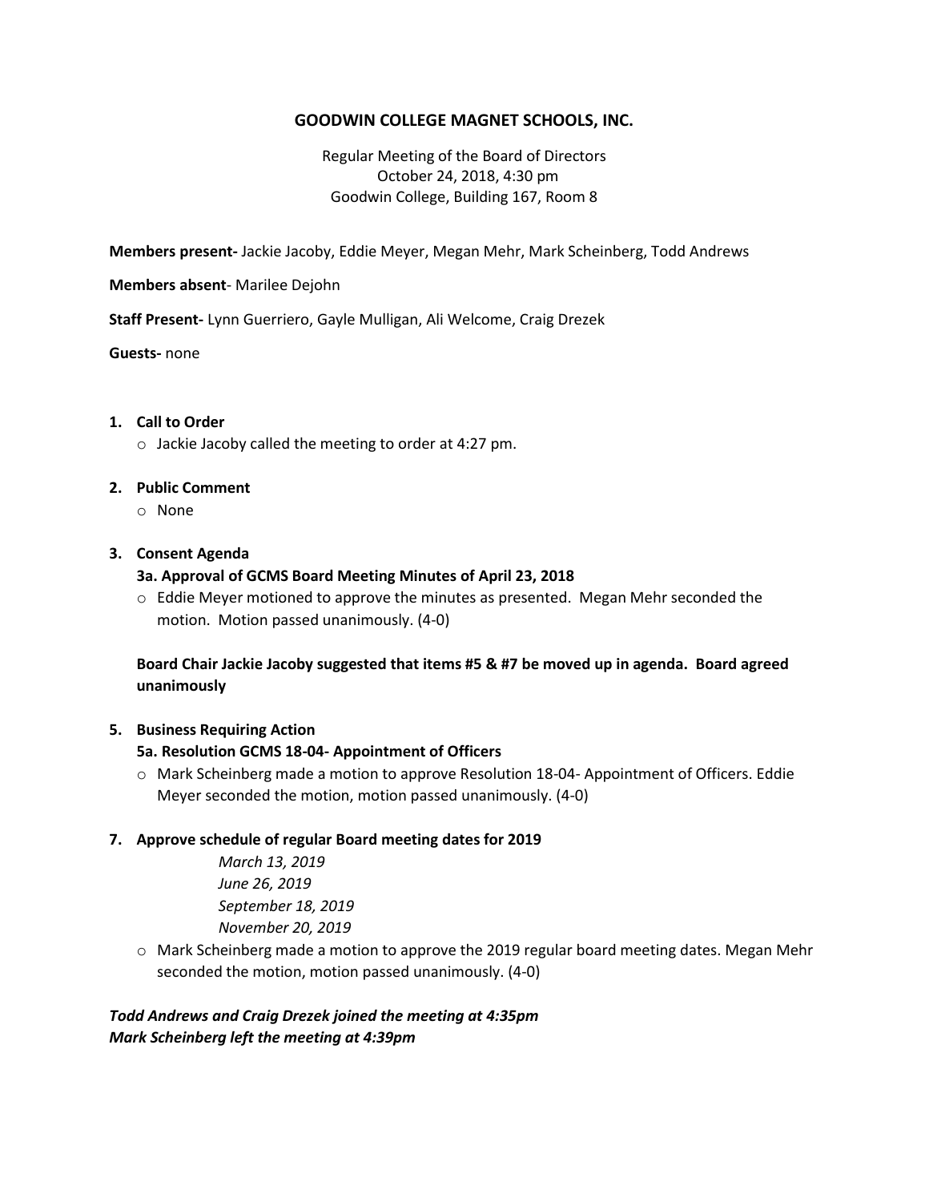# GOODWIN COLLEGE MAGNET SCHOOLS, INC.

Regular Meeting of the Board of Directors
October 24, 2018, 4:30 pm
Goodwin College, Building 167, Room 8

**Members present-** Jackie Jacoby, Eddie Meyer, Megan Mehr, Mark Scheinberg, Todd Andrews

**Members absent**- Marilee Dejohn

**Staff Present-** Lynn Guerriero, Gayle Mulligan, Ali Welcome, Craig Drezek

**Guests-** none

1. **Call to Order**
   - Jackie Jacoby called the meeting to order at 4:27 pm.

2. **Public Comment**
   - None

3. **Consent Agenda**

   **3a. Approval of GCMS Board Meeting Minutes of April 23, 2018**
   - Eddie Meyer motioned to approve the minutes as presented. Megan Mehr seconded the motion. Motion passed unanimously. (4-0)

**Board Chair Jackie Jacoby suggested that items #5 & #7 be moved up in agenda. Board agreed unanimously**

5. **Business Requiring Action**

   **5a. Resolution GCMS 18-04- Appointment of Officers**
   - Mark Scheinberg made a motion to approve Resolution 18-04- Appointment of Officers. Eddie Meyer seconded the motion, motion passed unanimously. (4-0)

7. **Approve schedule of regular Board meeting dates for 2019**

   *March 13, 2019*
   *June 26, 2019*
   *September 18, 2019*
   *November 20, 2019*

   - Mark Scheinberg made a motion to approve the 2019 regular board meeting dates. Megan Mehr seconded the motion, motion passed unanimously. (4-0)

***Todd Andrews and Craig Drezek joined the meeting at 4:35pm***
***Mark Scheinberg left the meeting at 4:39pm***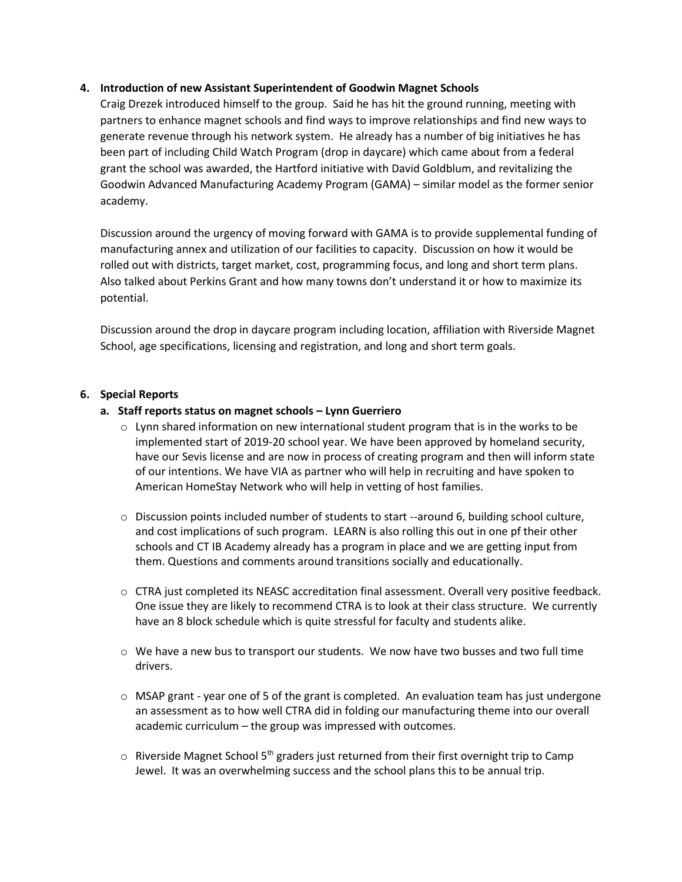**4. Introduction of new Assistant Superintendent of Goodwin Magnet Schools**

Craig Drezek introduced himself to the group. Said he has hit the ground running, meeting with partners to enhance magnet schools and find ways to improve relationships and find new ways to generate revenue through his network system. He already has a number of big initiatives he has been part of including Child Watch Program (drop in daycare) which came about from a federal grant the school was awarded, the Hartford initiative with David Goldblum, and revitalizing the Goodwin Advanced Manufacturing Academy Program (GAMA) – similar model as the former senior academy.

Discussion around the urgency of moving forward with GAMA is to provide supplemental funding of manufacturing annex and utilization of our facilities to capacity. Discussion on how it would be rolled out with districts, target market, cost, programming focus, and long and short term plans. Also talked about Perkins Grant and how many towns don't understand it or how to maximize its potential.

Discussion around the drop in daycare program including location, affiliation with Riverside Magnet School, age specifications, licensing and registration, and long and short term goals.

**6. Special Reports**

**a. Staff reports status on magnet schools – Lynn Guerriero**

- Lynn shared information on new international student program that is in the works to be implemented start of 2019-20 school year. We have been approved by homeland security, have our Sevis license and are now in process of creating program and then will inform state of our intentions. We have VIA as partner who will help in recruiting and have spoken to American HomeStay Network who will help in vetting of host families.

- Discussion points included number of students to start --around 6, building school culture, and cost implications of such program. LEARN is also rolling this out in one pf their other schools and CT IB Academy already has a program in place and we are getting input from them. Questions and comments around transitions socially and educationally.

- CTRA just completed its NEASC accreditation final assessment. Overall very positive feedback. One issue they are likely to recommend CTRA is to look at their class structure. We currently have an 8 block schedule which is quite stressful for faculty and students alike.

- We have a new bus to transport our students. We now have two busses and two full time drivers.

- MSAP grant - year one of 5 of the grant is completed. An evaluation team has just undergone an assessment as to how well CTRA did in folding our manufacturing theme into our overall academic curriculum – the group was impressed with outcomes.

- Riverside Magnet School 5th graders just returned from their first overnight trip to Camp Jewel. It was an overwhelming success and the school plans this to be annual trip.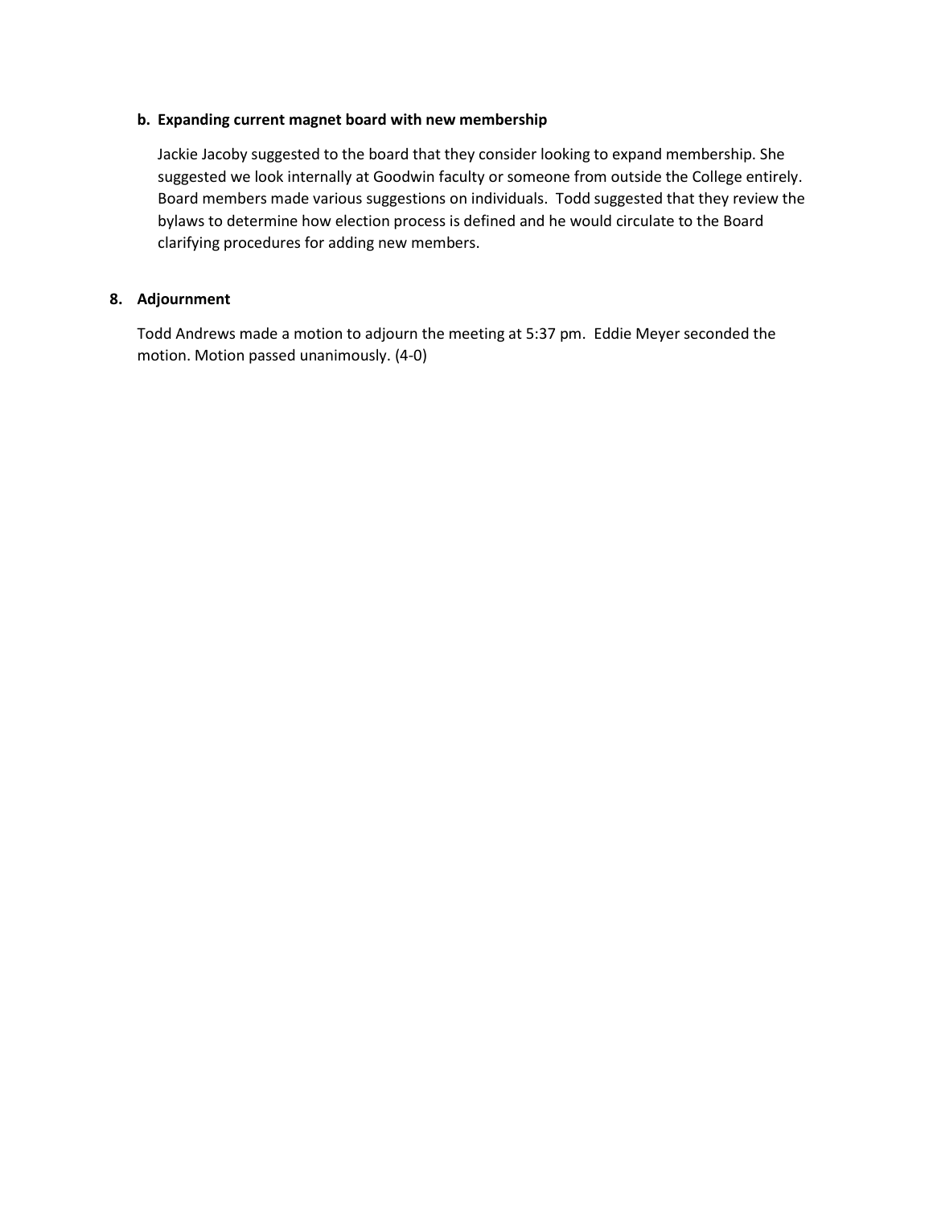**b. Expanding current magnet board with new membership**

Jackie Jacoby suggested to the board that they consider looking to expand membership. She suggested we look internally at Goodwin faculty or someone from outside the College entirely. Board members made various suggestions on individuals. Todd suggested that they review the bylaws to determine how election process is defined and he would circulate to the Board clarifying procedures for adding new members.

**8. Adjournment**

Todd Andrews made a motion to adjourn the meeting at 5:37 pm. Eddie Meyer seconded the motion. Motion passed unanimously. (4-0)